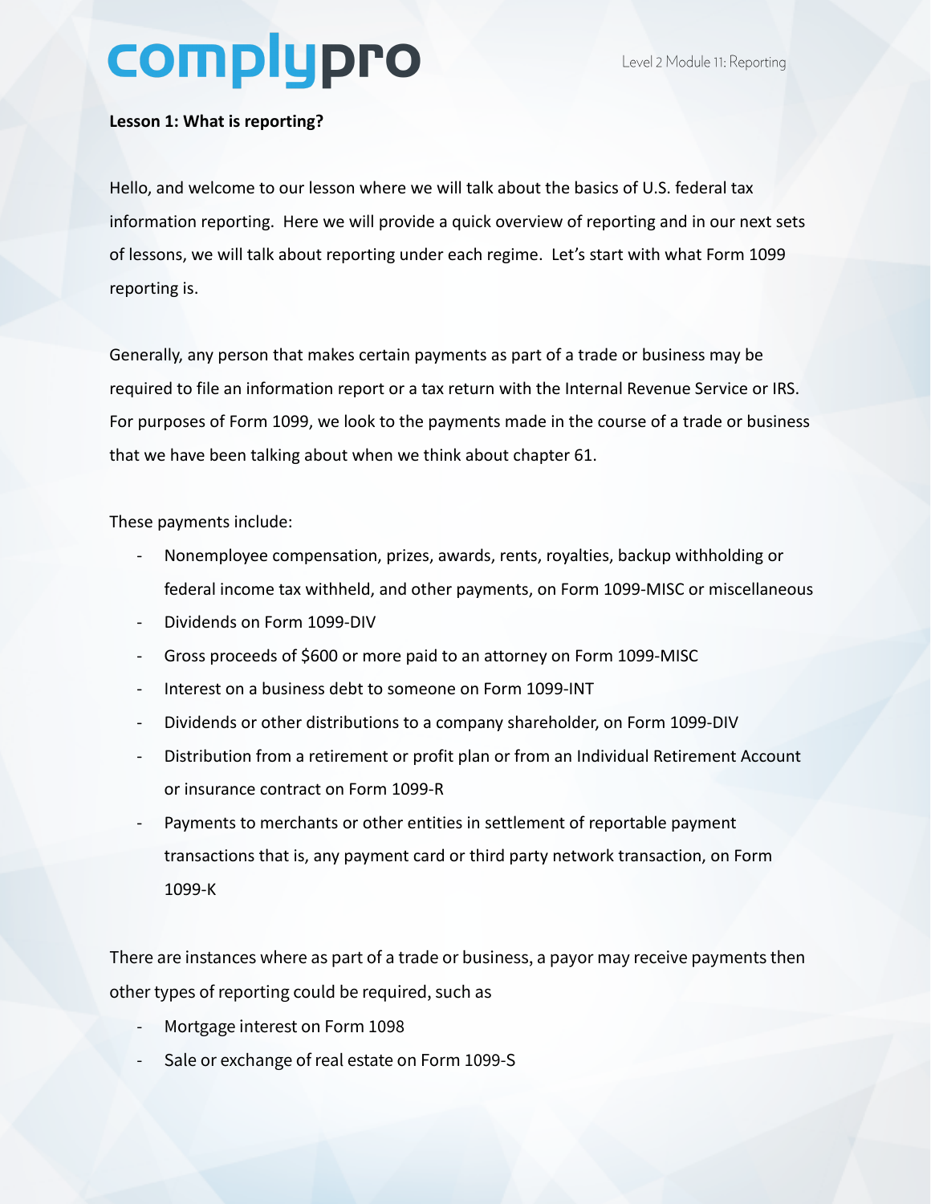**Lesson 1: What is reporting?**

Hello, and welcome to our lesson where we will talk about the basics of U.S. federal tax information reporting. Here we will provide a quick overview of reporting and in our next sets of lessons, we will talk about reporting under each regime. Let's start with what Form 1099 reporting is.

Generally, any person that makes certain payments as part of a trade or business may be required to file an information report or a tax return with the Internal Revenue Service or IRS. For purposes of Form 1099, we look to the payments made in the course of a trade or business that we have been talking about when we think about chapter 61.

These payments include:

- Nonemployee compensation, prizes, awards, rents, royalties, backup withholding or federal income tax withheld, and other payments, on Form 1099-MISC or miscellaneous
- Dividends on Form 1099-DIV
- Gross proceeds of $600 or more paid to an attorney on Form 1099-MISC
- Interest on a business debt to someone on Form 1099-INT
- Dividends or other distributions to a company shareholder, on Form 1099-DIV
- Distribution from a retirement or profit plan or from an Individual Retirement Account or insurance contract on Form 1099-R
- Payments to merchants or other entities in settlement of reportable payment transactions that is, any payment card or third party network transaction, on Form 1099-K

There are instances where as part of a trade or business, a payor may receive payments then other types of reporting could be required, such as

- Mortgage interest on Form 1098
- Sale or exchange of real estate on Form 1099-S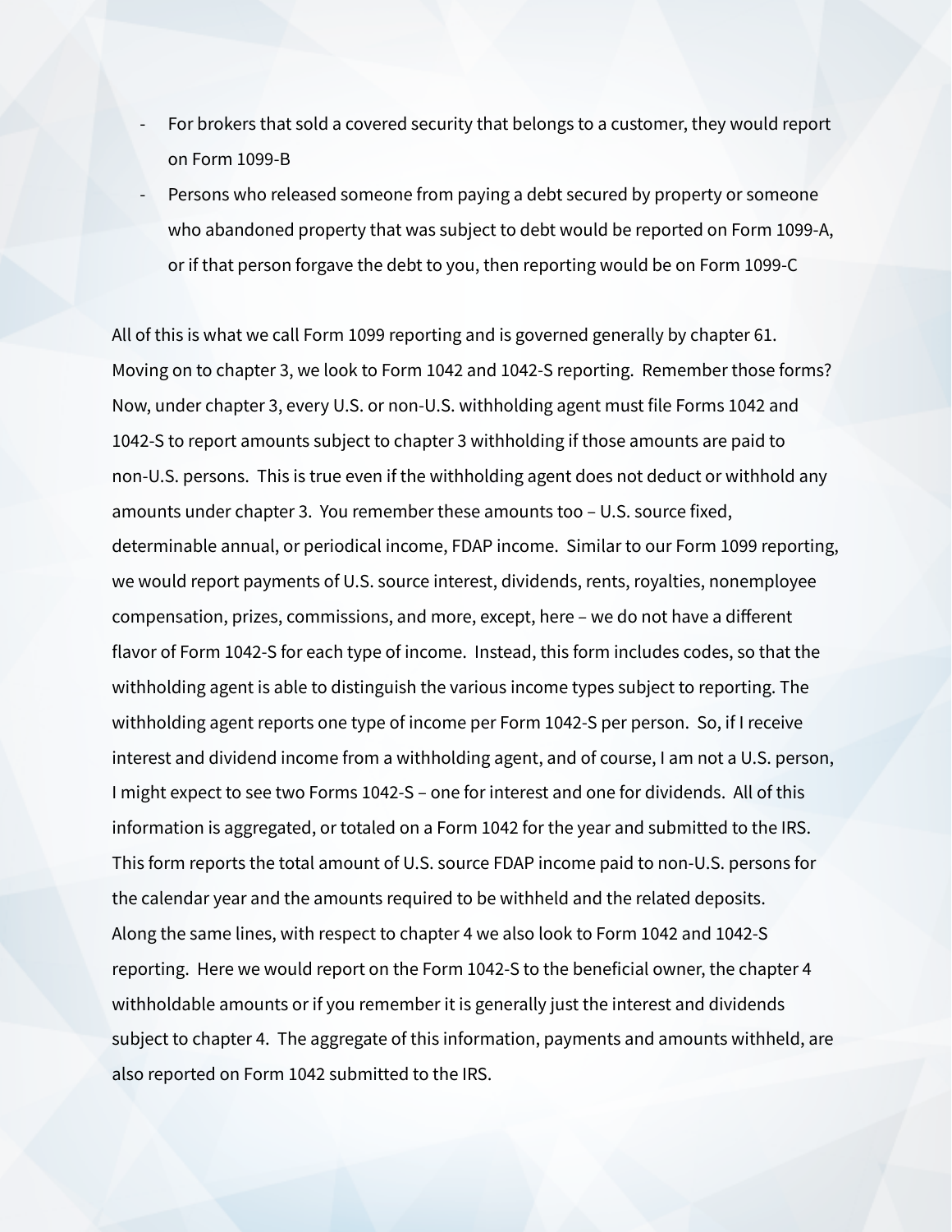- For brokers that sold a covered security that belongs to a customer, they would report on Form 1099-B
- Persons who released someone from paying a debt secured by property or someone who abandoned property that was subject to debt would be reported on Form 1099-A, or if that person forgave the debt to you, then reporting would be on Form 1099-C

All of this is what we call Form 1099 reporting and is governed generally by chapter 61. Moving on to chapter 3, we look to Form 1042 and 1042-S reporting. Remember those forms? Now, under chapter 3, every U.S. or non-U.S. withholding agent must file Forms 1042 and 1042-S to report amounts subject to chapter 3 withholding if those amounts are paid to non-U.S. persons. This is true even if the withholding agent does not deduct or withhold any amounts under chapter 3. You remember these amounts too – U.S. source fixed, determinable annual, or periodical income, FDAP income. Similar to our Form 1099 reporting, we would report payments of U.S. source interest, dividends, rents, royalties, nonemployee compensation, prizes, commissions, and more, except, here – we do not have a different flavor of Form 1042-S for each type of income. Instead, this form includes codes, so that the withholding agent is able to distinguish the various income types subject to reporting. The withholding agent reports one type of income per Form 1042-S per person. So, if I receive interest and dividend income from a withholding agent, and of course, I am not a U.S. person, I might expect to see two Forms 1042-S – one for interest and one for dividends. All of this information is aggregated, or totaled on a Form 1042 for the year and submitted to the IRS. This form reports the total amount of U.S. source FDAP income paid to non-U.S. persons for the calendar year and the amounts required to be withheld and the related deposits. Along the same lines, with respect to chapter 4 we also look to Form 1042 and 1042-S reporting. Here we would report on the Form 1042-S to the beneficial owner, the chapter 4 withholdable amounts or if you remember it is generally just the interest and dividends subject to chapter 4. The aggregate of this information, payments and amounts withheld, are also reported on Form 1042 submitted to the IRS.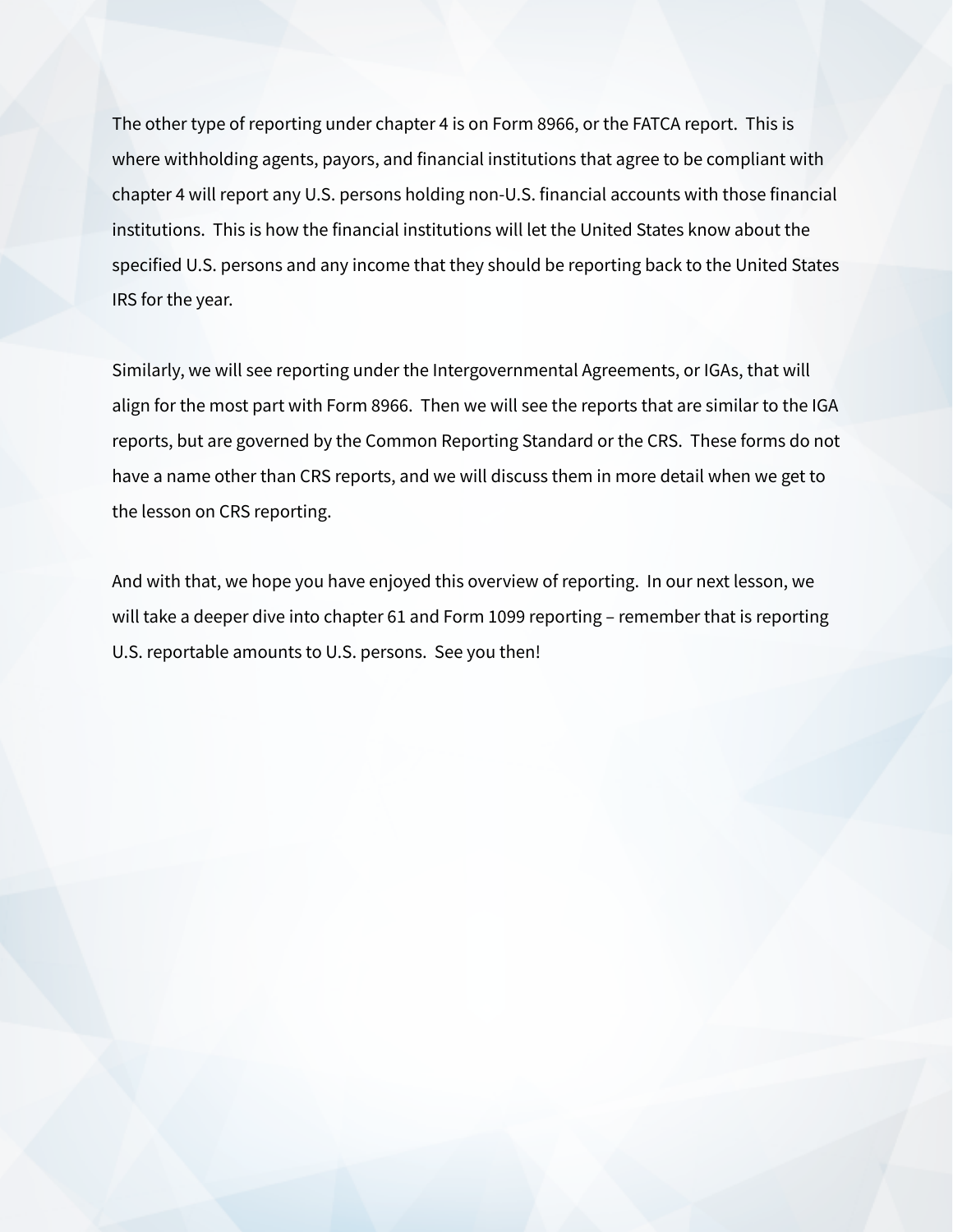The other type of reporting under chapter 4 is on Form 8966, or the FATCA report. This is where withholding agents, payors, and financial institutions that agree to be compliant with chapter 4 will report any U.S. persons holding non-U.S. financial accounts with those financial institutions. This is how the financial institutions will let the United States know about the specified U.S. persons and any income that they should be reporting back to the United States IRS for the year.

Similarly, we will see reporting under the Intergovernmental Agreements, or IGAs, that will align for the most part with Form 8966. Then we will see the reports that are similar to the IGA reports, but are governed by the Common Reporting Standard or the CRS. These forms do not have a name other than CRS reports, and we will discuss them in more detail when we get to the lesson on CRS reporting.

And with that, we hope you have enjoyed this overview of reporting. In our next lesson, we will take a deeper dive into chapter 61 and Form 1099 reporting – remember that is reporting U.S. reportable amounts to U.S. persons. See you then!